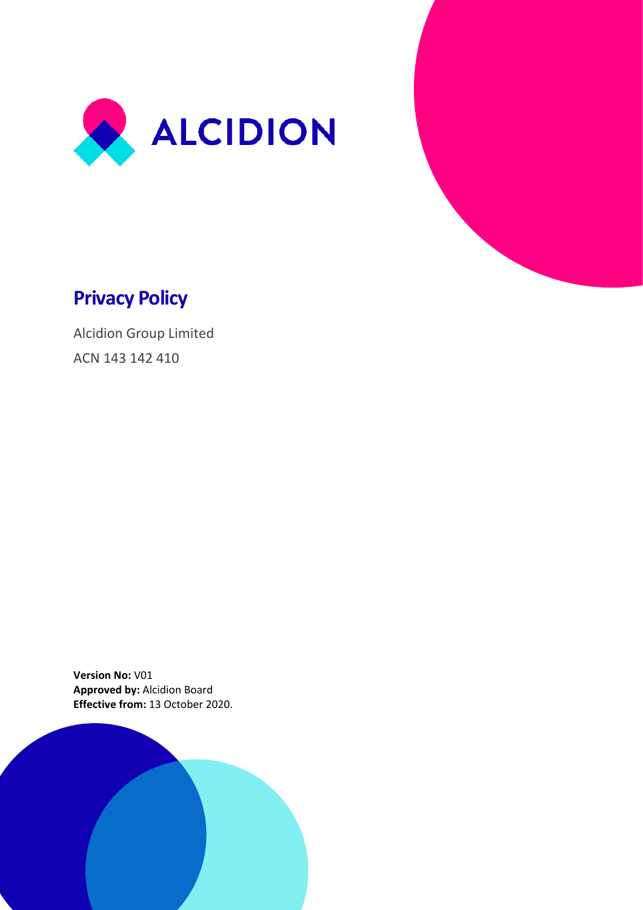ALCIDION

# Privacy Policy

Alcidion Group Limited

ACN 143 142 410

**Version No:** V01
**Approved by:** Alcidion Board
**Effective from:** 13 October 2020.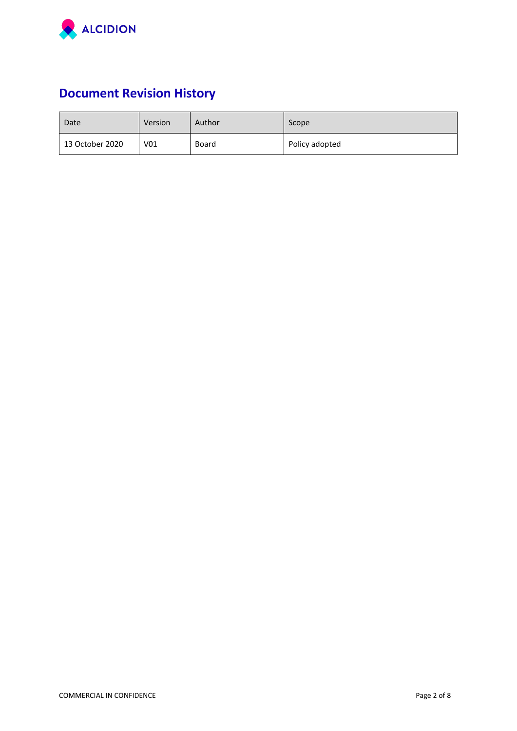# Document Revision History

| Date | Version | Author | Scope |
|---|---|---|---|
| 13 October 2020 | V01 | Board | Policy adopted |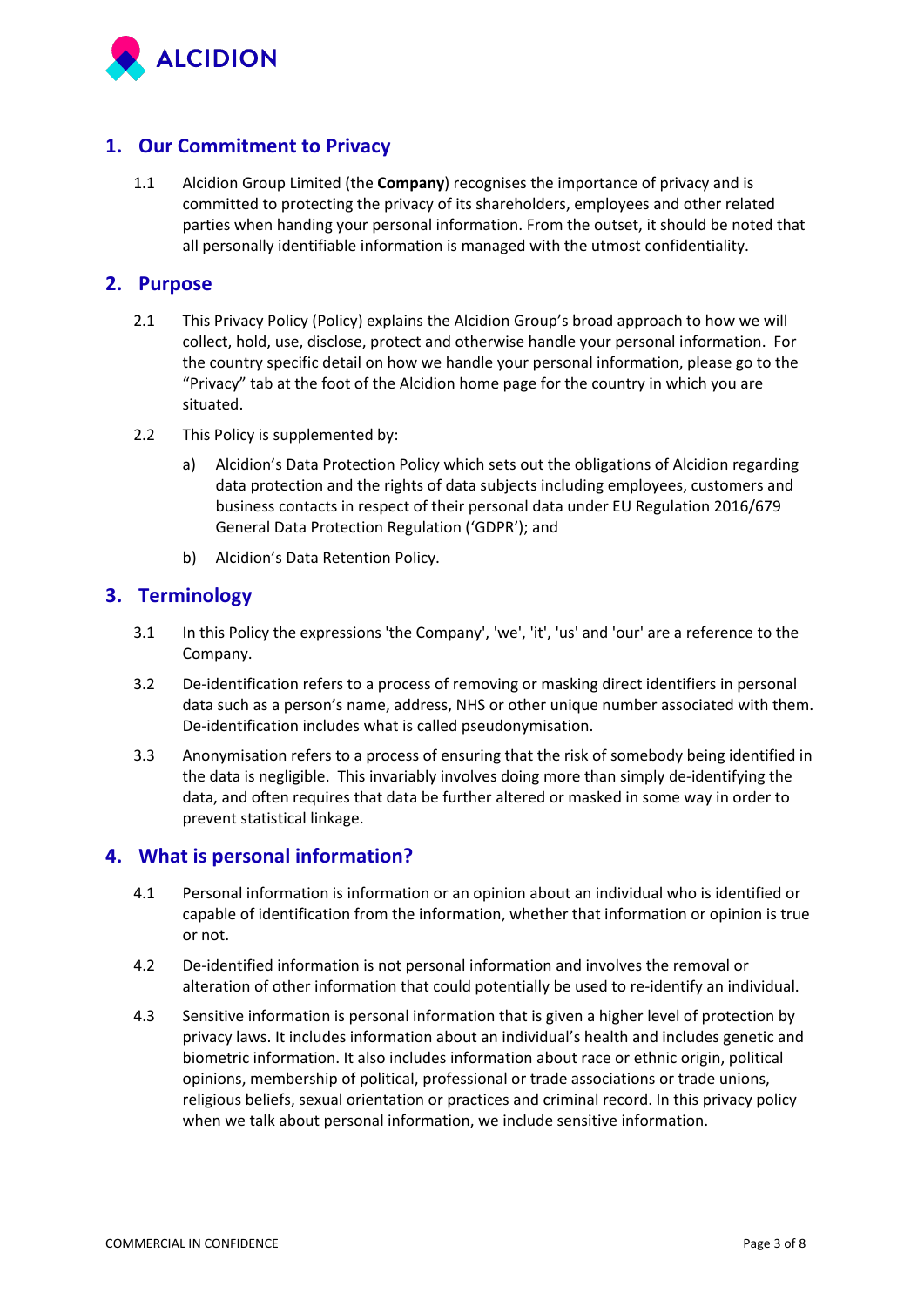## 1. Our Commitment to Privacy

1.1 Alcidion Group Limited (the **Company**) recognises the importance of privacy and is committed to protecting the privacy of its shareholders, employees and other related parties when handing your personal information. From the outset, it should be noted that all personally identifiable information is managed with the utmost confidentiality.

## 2. Purpose

2.1 This Privacy Policy (Policy) explains the Alcidion Group's broad approach to how we will collect, hold, use, disclose, protect and otherwise handle your personal information. For the country specific detail on how we handle your personal information, please go to the "Privacy" tab at the foot of the Alcidion home page for the country in which you are situated.

2.2 This Policy is supplemented by:

a) Alcidion's Data Protection Policy which sets out the obligations of Alcidion regarding data protection and the rights of data subjects including employees, customers and business contacts in respect of their personal data under EU Regulation 2016/679 General Data Protection Regulation ('GDPR'); and

b) Alcidion's Data Retention Policy.

## 3. Terminology

3.1 In this Policy the expressions 'the Company', 'we', 'it', 'us' and 'our' are a reference to the Company.

3.2 De-identification refers to a process of removing or masking direct identifiers in personal data such as a person's name, address, NHS or other unique number associated with them. De-identification includes what is called pseudonymisation.

3.3 Anonymisation refers to a process of ensuring that the risk of somebody being identified in the data is negligible. This invariably involves doing more than simply de-identifying the data, and often requires that data be further altered or masked in some way in order to prevent statistical linkage.

## 4. What is personal information?

4.1 Personal information is information or an opinion about an individual who is identified or capable of identification from the information, whether that information or opinion is true or not.

4.2 De-identified information is not personal information and involves the removal or alteration of other information that could potentially be used to re-identify an individual.

4.3 Sensitive information is personal information that is given a higher level of protection by privacy laws. It includes information about an individual's health and includes genetic and biometric information. It also includes information about race or ethnic origin, political opinions, membership of political, professional or trade associations or trade unions, religious beliefs, sexual orientation or practices and criminal record. In this privacy policy when we talk about personal information, we include sensitive information.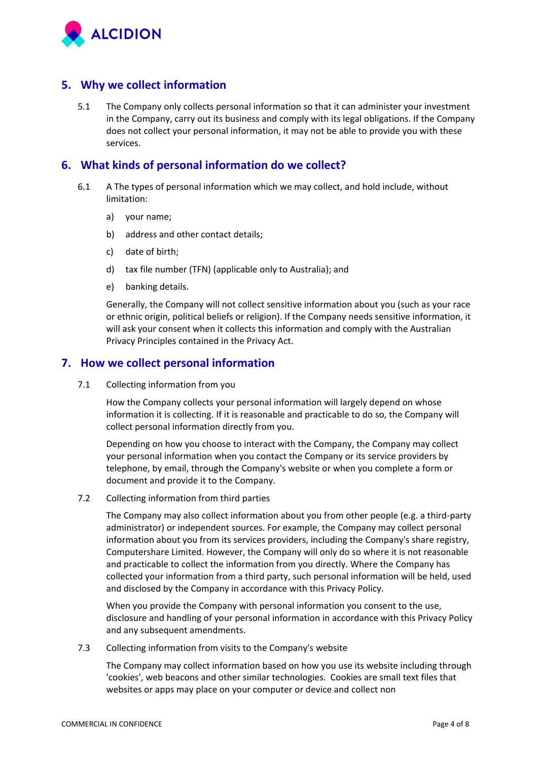## 5. Why we collect information

5.1 The Company only collects personal information so that it can administer your investment in the Company, carry out its business and comply with its legal obligations. If the Company does not collect your personal information, it may not be able to provide you with these services.

## 6. What kinds of personal information do we collect?

6.1 A The types of personal information which we may collect, and hold include, without limitation:

a) your name;

b) address and other contact details;

c) date of birth;

d) tax file number (TFN) (applicable only to Australia); and

e) banking details.

Generally, the Company will not collect sensitive information about you (such as your race or ethnic origin, political beliefs or religion). If the Company needs sensitive information, it will ask your consent when it collects this information and comply with the Australian Privacy Principles contained in the Privacy Act.

## 7. How we collect personal information

7.1 Collecting information from you

How the Company collects your personal information will largely depend on whose information it is collecting. If it is reasonable and practicable to do so, the Company will collect personal information directly from you.

Depending on how you choose to interact with the Company, the Company may collect your personal information when you contact the Company or its service providers by telephone, by email, through the Company's website or when you complete a form or document and provide it to the Company.

7.2 Collecting information from third parties

The Company may also collect information about you from other people (e.g. a third-party administrator) or independent sources. For example, the Company may collect personal information about you from its services providers, including the Company's share registry, Computershare Limited. However, the Company will only do so where it is not reasonable and practicable to collect the information from you directly. Where the Company has collected your information from a third party, such personal information will be held, used and disclosed by the Company in accordance with this Privacy Policy.

When you provide the Company with personal information you consent to the use, disclosure and handling of your personal information in accordance with this Privacy Policy and any subsequent amendments.

7.3 Collecting information from visits to the Company's website

The Company may collect information based on how you use its website including through 'cookies', web beacons and other similar technologies. Cookies are small text files that websites or apps may place on your computer or device and collect non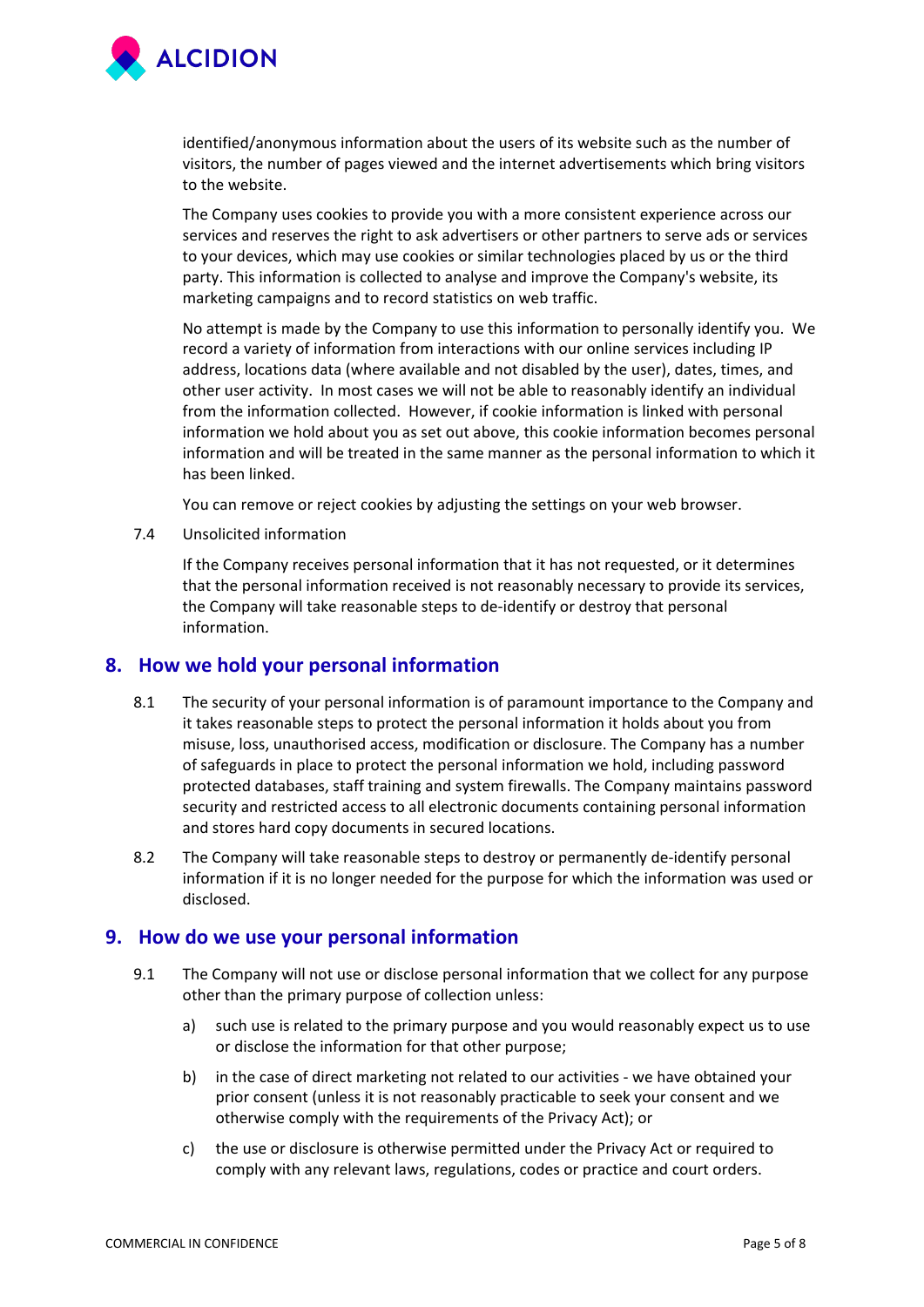identified/anonymous information about the users of its website such as the number of visitors, the number of pages viewed and the internet advertisements which bring visitors to the website.

The Company uses cookies to provide you with a more consistent experience across our services and reserves the right to ask advertisers or other partners to serve ads or services to your devices, which may use cookies or similar technologies placed by us or the third party. This information is collected to analyse and improve the Company's website, its marketing campaigns and to record statistics on web traffic.

No attempt is made by the Company to use this information to personally identify you. We record a variety of information from interactions with our online services including IP address, locations data (where available and not disabled by the user), dates, times, and other user activity. In most cases we will not be able to reasonably identify an individual from the information collected. However, if cookie information is linked with personal information we hold about you as set out above, this cookie information becomes personal information and will be treated in the same manner as the personal information to which it has been linked.

You can remove or reject cookies by adjusting the settings on your web browser.

7.4 Unsolicited information

If the Company receives personal information that it has not requested, or it determines that the personal information received is not reasonably necessary to provide its services, the Company will take reasonable steps to de-identify or destroy that personal information.

## 8. How we hold your personal information

8.1 The security of your personal information is of paramount importance to the Company and it takes reasonable steps to protect the personal information it holds about you from misuse, loss, unauthorised access, modification or disclosure. The Company has a number of safeguards in place to protect the personal information we hold, including password protected databases, staff training and system firewalls. The Company maintains password security and restricted access to all electronic documents containing personal information and stores hard copy documents in secured locations.

8.2 The Company will take reasonable steps to destroy or permanently de-identify personal information if it is no longer needed for the purpose for which the information was used or disclosed.

## 9. How do we use your personal information

9.1 The Company will not use or disclose personal information that we collect for any purpose other than the primary purpose of collection unless:

a) such use is related to the primary purpose and you would reasonably expect us to use or disclose the information for that other purpose;

b) in the case of direct marketing not related to our activities - we have obtained your prior consent (unless it is not reasonably practicable to seek your consent and we otherwise comply with the requirements of the Privacy Act); or

c) the use or disclosure is otherwise permitted under the Privacy Act or required to comply with any relevant laws, regulations, codes or practice and court orders.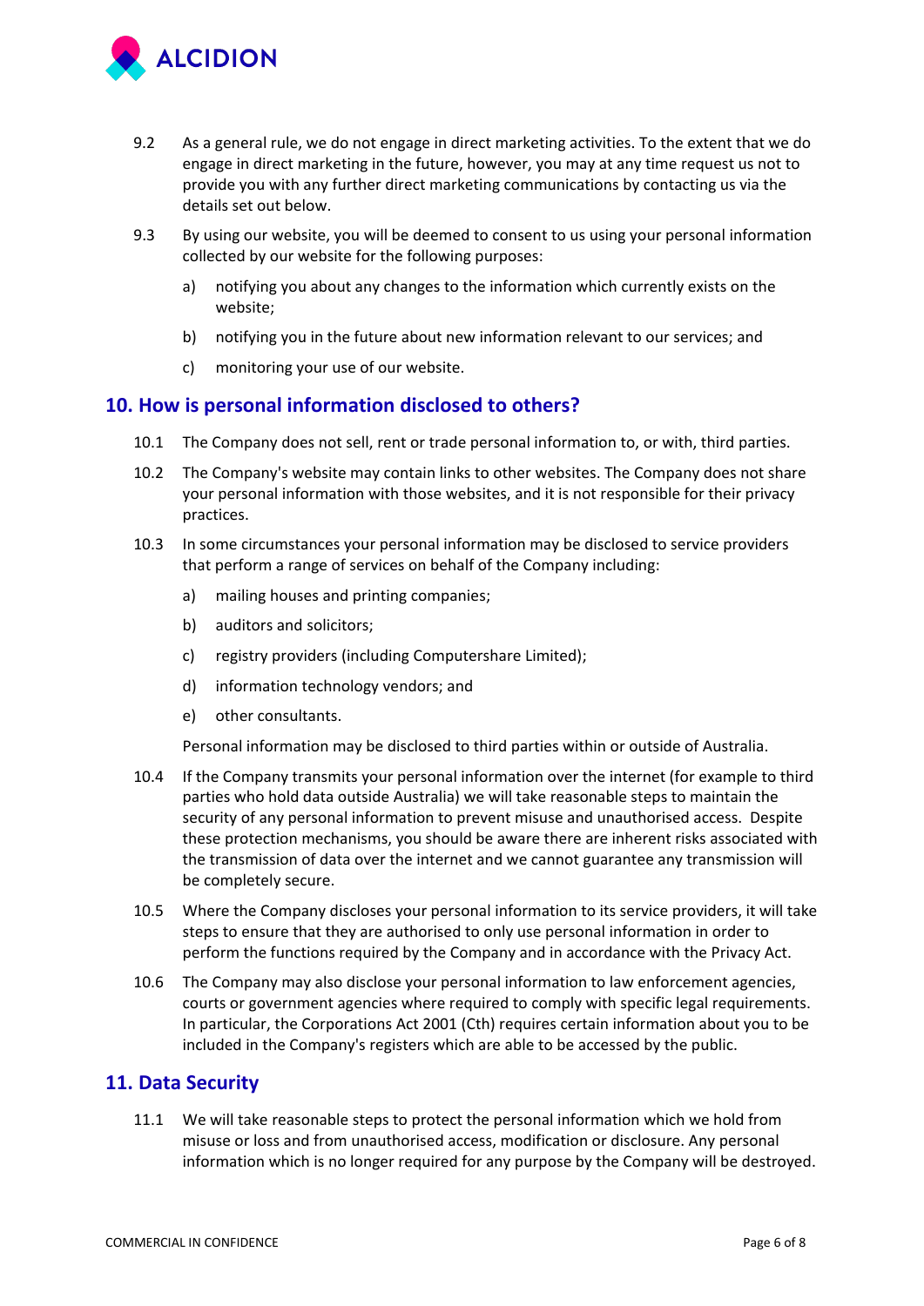9.2 As a general rule, we do not engage in direct marketing activities. To the extent that we do engage in direct marketing in the future, however, you may at any time request us not to provide you with any further direct marketing communications by contacting us via the details set out below.

9.3 By using our website, you will be deemed to consent to us using your personal information collected by our website for the following purposes:

a) notifying you about any changes to the information which currently exists on the website;

b) notifying you in the future about new information relevant to our services; and

c) monitoring your use of our website.

## 10. How is personal information disclosed to others?

10.1 The Company does not sell, rent or trade personal information to, or with, third parties.

10.2 The Company's website may contain links to other websites. The Company does not share your personal information with those websites, and it is not responsible for their privacy practices.

10.3 In some circumstances your personal information may be disclosed to service providers that perform a range of services on behalf of the Company including:

a) mailing houses and printing companies;

b) auditors and solicitors;

c) registry providers (including Computershare Limited);

d) information technology vendors; and

e) other consultants.

Personal information may be disclosed to third parties within or outside of Australia.

10.4 If the Company transmits your personal information over the internet (for example to third parties who hold data outside Australia) we will take reasonable steps to maintain the security of any personal information to prevent misuse and unauthorised access. Despite these protection mechanisms, you should be aware there are inherent risks associated with the transmission of data over the internet and we cannot guarantee any transmission will be completely secure.

10.5 Where the Company discloses your personal information to its service providers, it will take steps to ensure that they are authorised to only use personal information in order to perform the functions required by the Company and in accordance with the Privacy Act.

10.6 The Company may also disclose your personal information to law enforcement agencies, courts or government agencies where required to comply with specific legal requirements. In particular, the Corporations Act 2001 (Cth) requires certain information about you to be included in the Company's registers which are able to be accessed by the public.

## 11. Data Security

11.1 We will take reasonable steps to protect the personal information which we hold from misuse or loss and from unauthorised access, modification or disclosure. Any personal information which is no longer required for any purpose by the Company will be destroyed.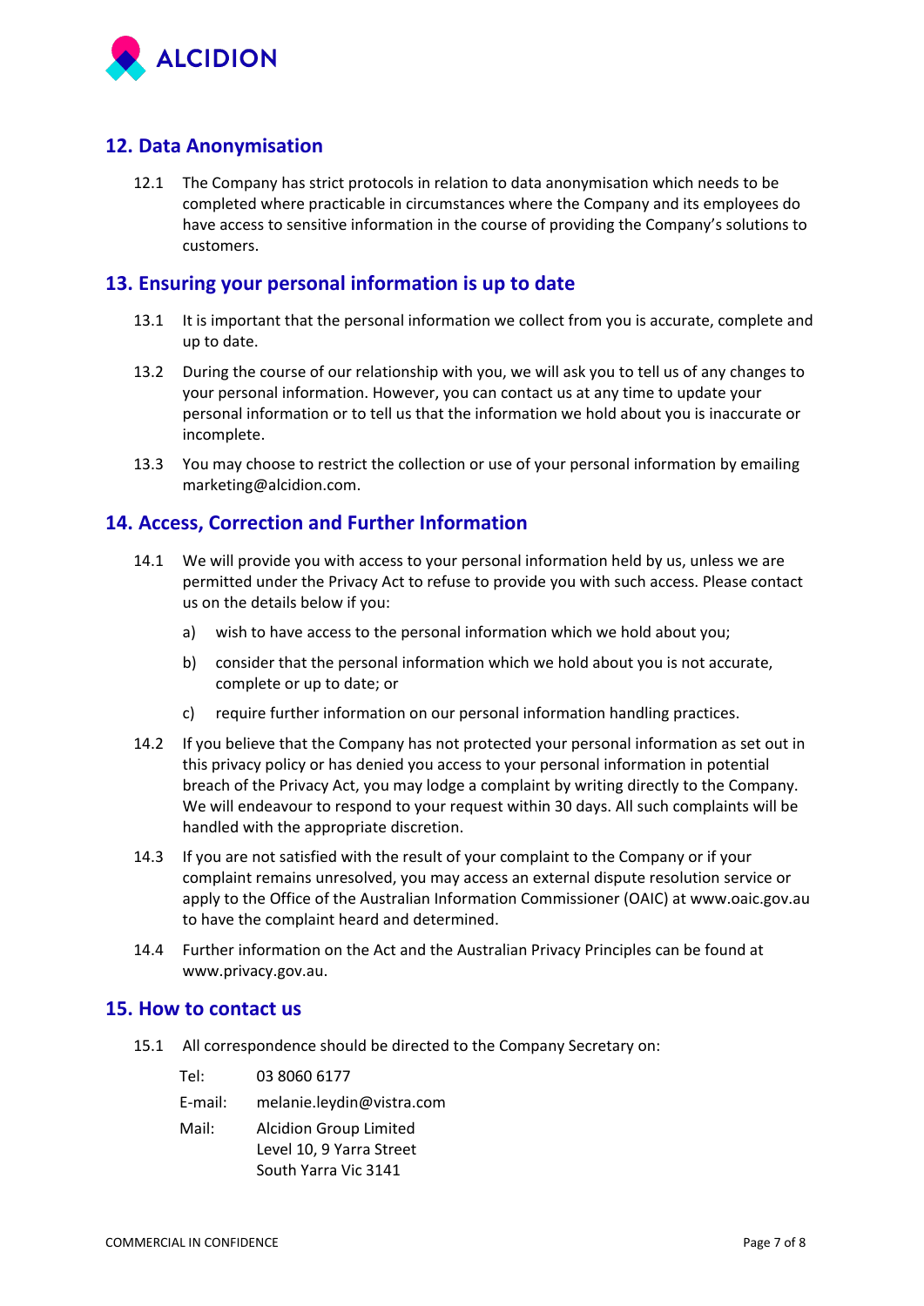## 12. Data Anonymisation

12.1 The Company has strict protocols in relation to data anonymisation which needs to be completed where practicable in circumstances where the Company and its employees do have access to sensitive information in the course of providing the Company's solutions to customers.

## 13. Ensuring your personal information is up to date

13.1 It is important that the personal information we collect from you is accurate, complete and up to date.

13.2 During the course of our relationship with you, we will ask you to tell us of any changes to your personal information. However, you can contact us at any time to update your personal information or to tell us that the information we hold about you is inaccurate or incomplete.

13.3 You may choose to restrict the collection or use of your personal information by emailing marketing@alcidion.com.

## 14. Access, Correction and Further Information

14.1 We will provide you with access to your personal information held by us, unless we are permitted under the Privacy Act to refuse to provide you with such access. Please contact us on the details below if you:

a) wish to have access to the personal information which we hold about you;

b) consider that the personal information which we hold about you is not accurate, complete or up to date; or

c) require further information on our personal information handling practices.

14.2 If you believe that the Company has not protected your personal information as set out in this privacy policy or has denied you access to your personal information in potential breach of the Privacy Act, you may lodge a complaint by writing directly to the Company. We will endeavour to respond to your request within 30 days. All such complaints will be handled with the appropriate discretion.

14.3 If you are not satisfied with the result of your complaint to the Company or if your complaint remains unresolved, you may access an external dispute resolution service or apply to the Office of the Australian Information Commissioner (OAIC) at www.oaic.gov.au to have the complaint heard and determined.

14.4 Further information on the Act and the Australian Privacy Principles can be found at www.privacy.gov.au.

## 15. How to contact us

15.1 All correspondence should be directed to the Company Secretary on:

Tel: 03 8060 6177

E-mail: melanie.leydin@vistra.com

Mail: Alcidion Group Limited
Level 10, 9 Yarra Street
South Yarra Vic 3141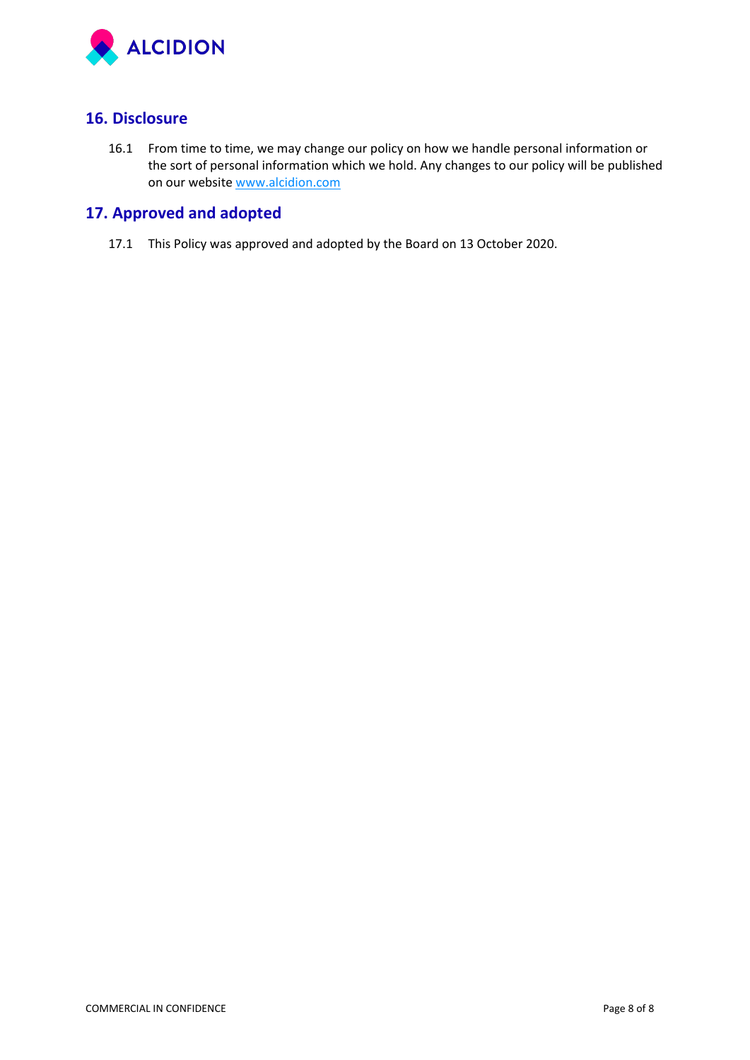## 16. Disclosure

16.1 From time to time, we may change our policy on how we handle personal information or the sort of personal information which we hold. Any changes to our policy will be published on our website www.alcidion.com

## 17. Approved and adopted

17.1 This Policy was approved and adopted by the Board on 13 October 2020.